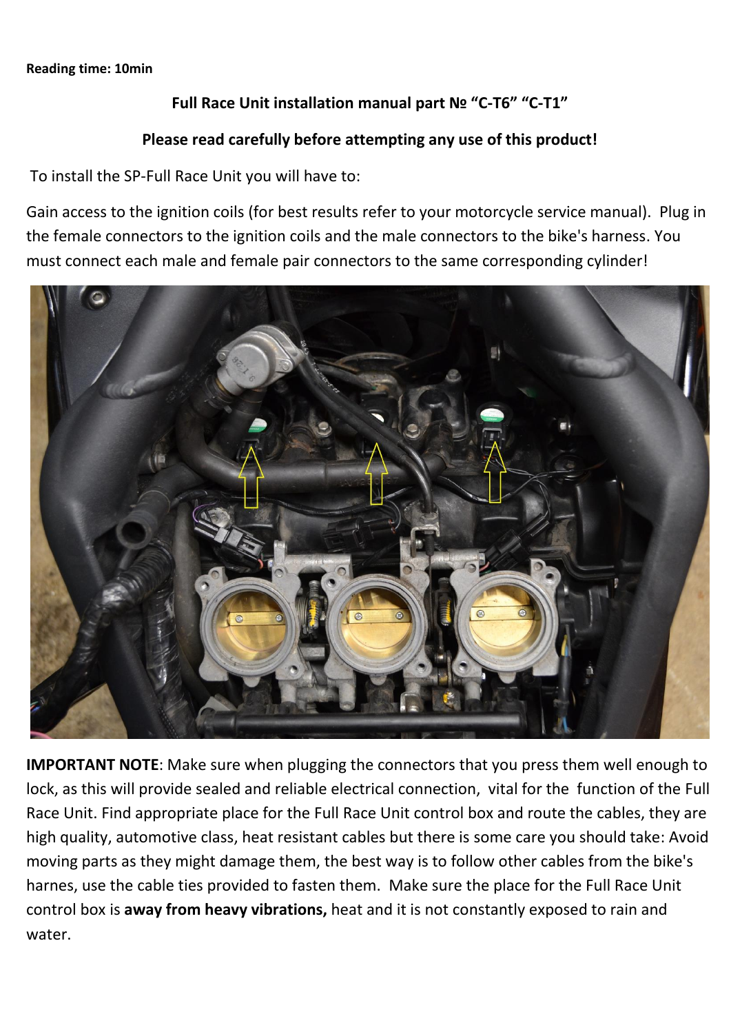**Reading time: 10min**

**Full Race Unit installation manual part № "C-T6" "C-T1"**

**Please read carefully before attempting any use of this product!**

To install the SP-Full Race Unit you will have to:

Gain access to the ignition coils (for best results refer to your motorcycle service manual). Plug in the female connectors to the ignition coils and the male connectors to the bike's harness. You must connect each male and female pair connectors to the same corresponding cylinder!

**IMPORTANT NOTE**: Make sure when plugging the connectors that you press them well enough to lock, as this will provide sealed and reliable electrical connection, vital for the function of the Full Race Unit. Find appropriate place for the Full Race Unit control box and route the cables, they are high quality, automotive class, heat resistant cables but there is some care you should take: Avoid moving parts as they might damage them, the best way is to follow other cables from the bike's harnes, use the cable ties provided to fasten them. Make sure the place for the Full Race Unit control box is **away from heavy vibrations,** heat and it is not constantly exposed to rain and water.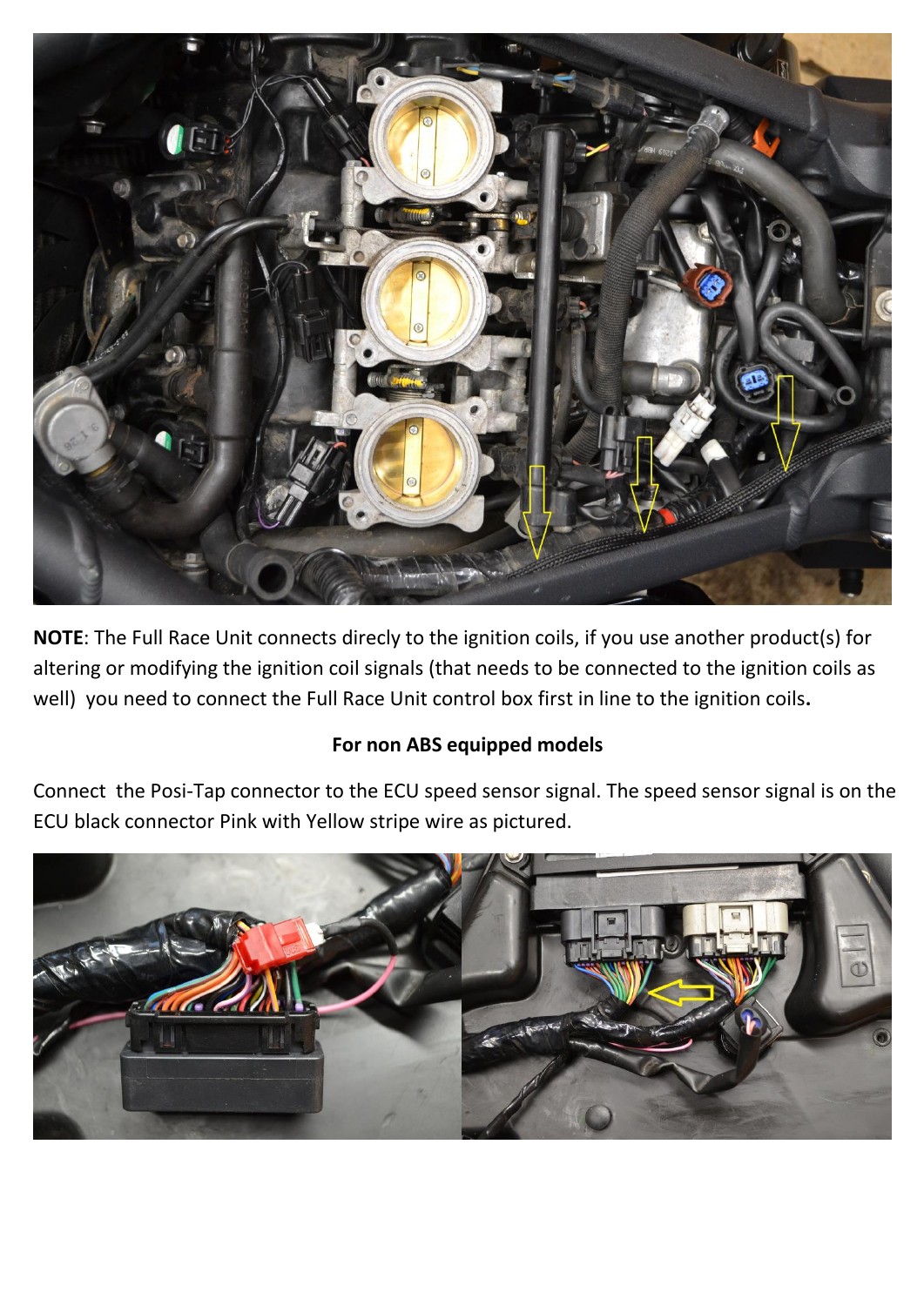**NOTE**: The Full Race Unit connects direcly to the ignition coils, if you use another product(s) for altering or modifying the ignition coil signals (that needs to be connected to the ignition coils as well) you need to connect the Full Race Unit control box first in line to the ignition coils**.**

**For non ABS equipped models**

Connect the Posi-Tap connector to the ECU speed sensor signal. The speed sensor signal is on the ECU black connector Pink with Yellow stripe wire as pictured.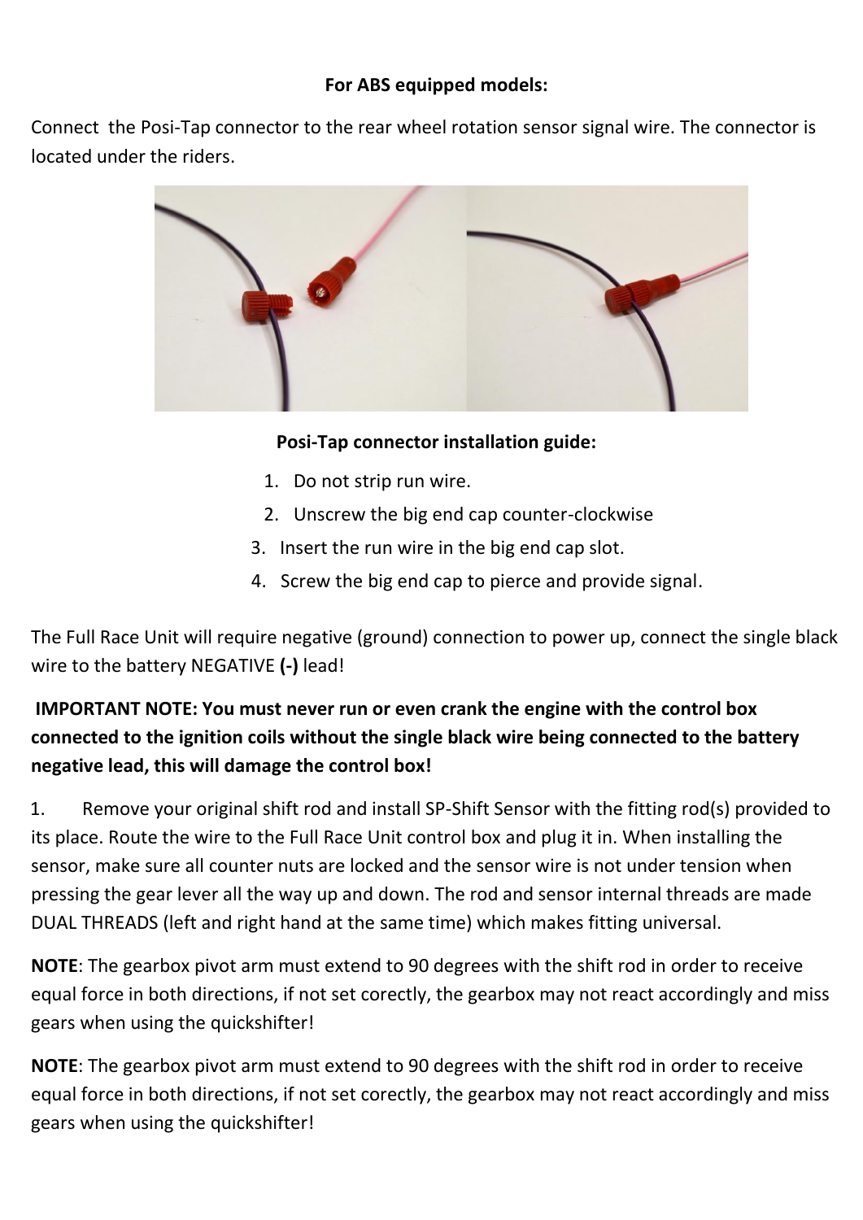**For ABS equipped models:**

Connect  the Posi-Tap connector to the rear wheel rotation sensor signal wire. The connector is located under the riders.

**Posi-Tap connector installation guide:**

1. Do not strip run wire.
2. Unscrew the big end cap counter-clockwise
3. Insert the run wire in the big end cap slot.
4. Screw the big end cap to pierce and provide signal.

The Full Race Unit will require negative (ground) connection to power up, connect the single black wire to the battery NEGATIVE **(-)** lead!

**IMPORTANT NOTE: You must never run or even crank the engine with the control box connected to the ignition coils without the single black wire being connected to the battery negative lead, this will damage the control box!**

1. Remove your original shift rod and install SP-Shift Sensor with the fitting rod(s) provided to its place. Route the wire to the Full Race Unit control box and plug it in. When installing the sensor, make sure all counter nuts are locked and the sensor wire is not under tension when pressing the gear lever all the way up and down. The rod and sensor internal threads are made DUAL THREADS (left and right hand at the same time) which makes fitting universal.

**NOTE**: The gearbox pivot arm must extend to 90 degrees with the shift rod in order to receive equal force in both directions, if not set corectly, the gearbox may not react accordingly and miss gears when using the quickshifter!

**NOTE**: The gearbox pivot arm must extend to 90 degrees with the shift rod in order to receive equal force in both directions, if not set corectly, the gearbox may not react accordingly and miss gears when using the quickshifter!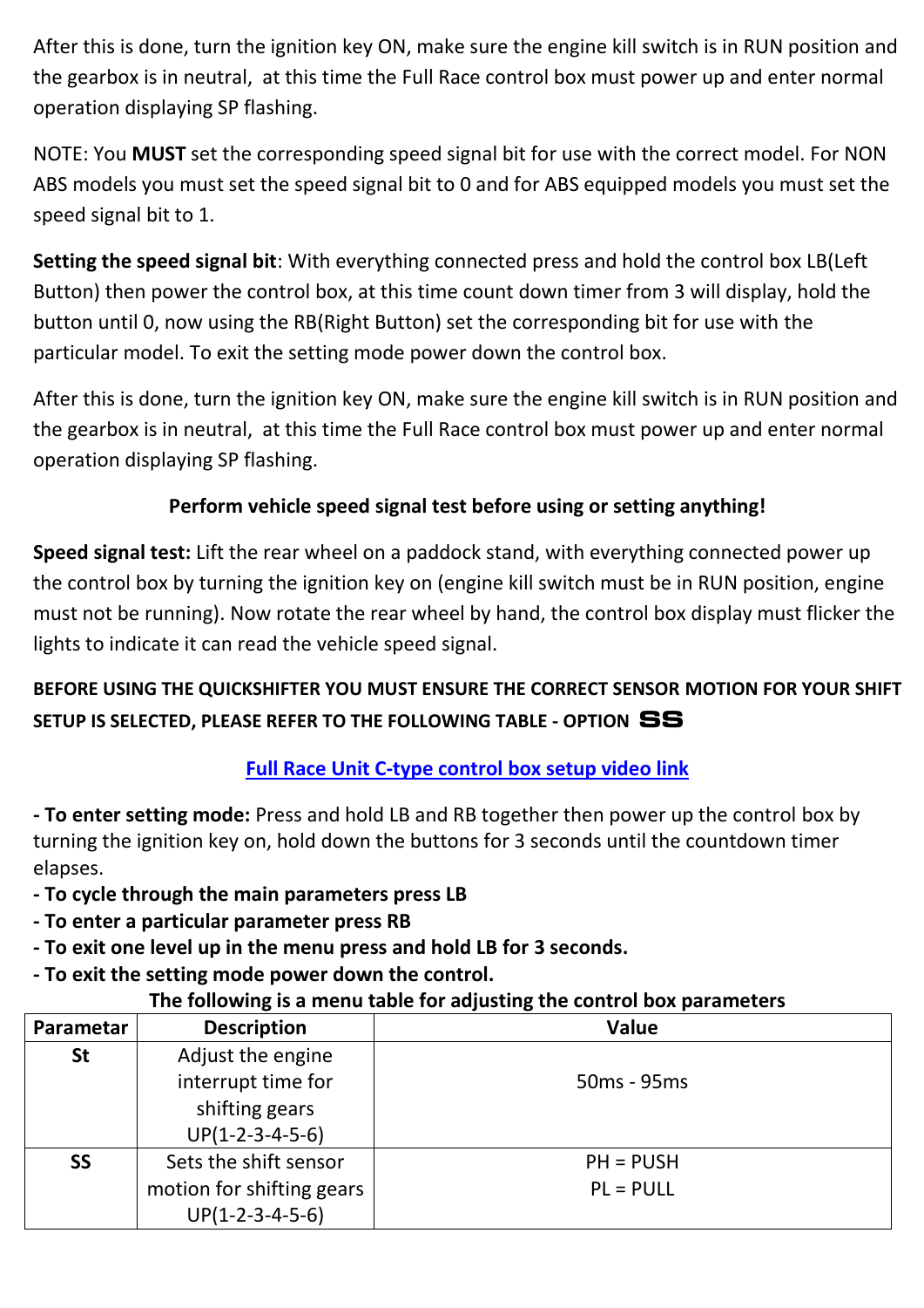After this is done, turn the ignition key ON, make sure the engine kill switch is in RUN position and the gearbox is in neutral, at this time the Full Race control box must power up and enter normal operation displaying SP flashing.

NOTE: You **MUST** set the corresponding speed signal bit for use with the correct model. For NON ABS models you must set the speed signal bit to 0 and for ABS equipped models you must set the speed signal bit to 1.

**Setting the speed signal bit**: With everything connected press and hold the control box LB(Left Button) then power the control box, at this time count down timer from 3 will display, hold the button until 0, now using the RB(Right Button) set the corresponding bit for use with the particular model. To exit the setting mode power down the control box.

After this is done, turn the ignition key ON, make sure the engine kill switch is in RUN position and the gearbox is in neutral, at this time the Full Race control box must power up and enter normal operation displaying SP flashing.

**Perform vehicle speed signal test before using or setting anything!**

**Speed signal test:** Lift the rear wheel on a paddock stand, with everything connected power up the control box by turning the ignition key on (engine kill switch must be in RUN position, engine must not be running). Now rotate the rear wheel by hand, the control box display must flicker the lights to indicate it can read the vehicle speed signal.

**BEFORE USING THE QUICKSHIFTER YOU MUST ENSURE THE CORRECT SENSOR MOTION FOR YOUR SHIFT SETUP IS SELECTED, PLEASE REFER TO THE FOLLOWING TABLE - OPTION SS**

**Full Race Unit C-type control box setup video link**

- **To enter setting mode:** Press and hold LB and RB together then power up the control box by turning the ignition key on, hold down the buttons for 3 seconds until the countdown timer elapses.
- **To cycle through the main parameters press LB**
- **To enter a particular parameter press RB**
- **To exit one level up in the menu press and hold LB for 3 seconds.**
- **To exit the setting mode power down the control.**

**The following is a menu table for adjusting the control box parameters**

| Parametar | Description | Value |
|---|---|---|
| **St** | Adjust the engine interrupt time for shifting gears UP(1-2-3-4-5-6) | 50ms - 95ms |
| **SS** | Sets the shift sensor motion for shifting gears UP(1-2-3-4-5-6) | PH = PUSH<br>PL = PULL |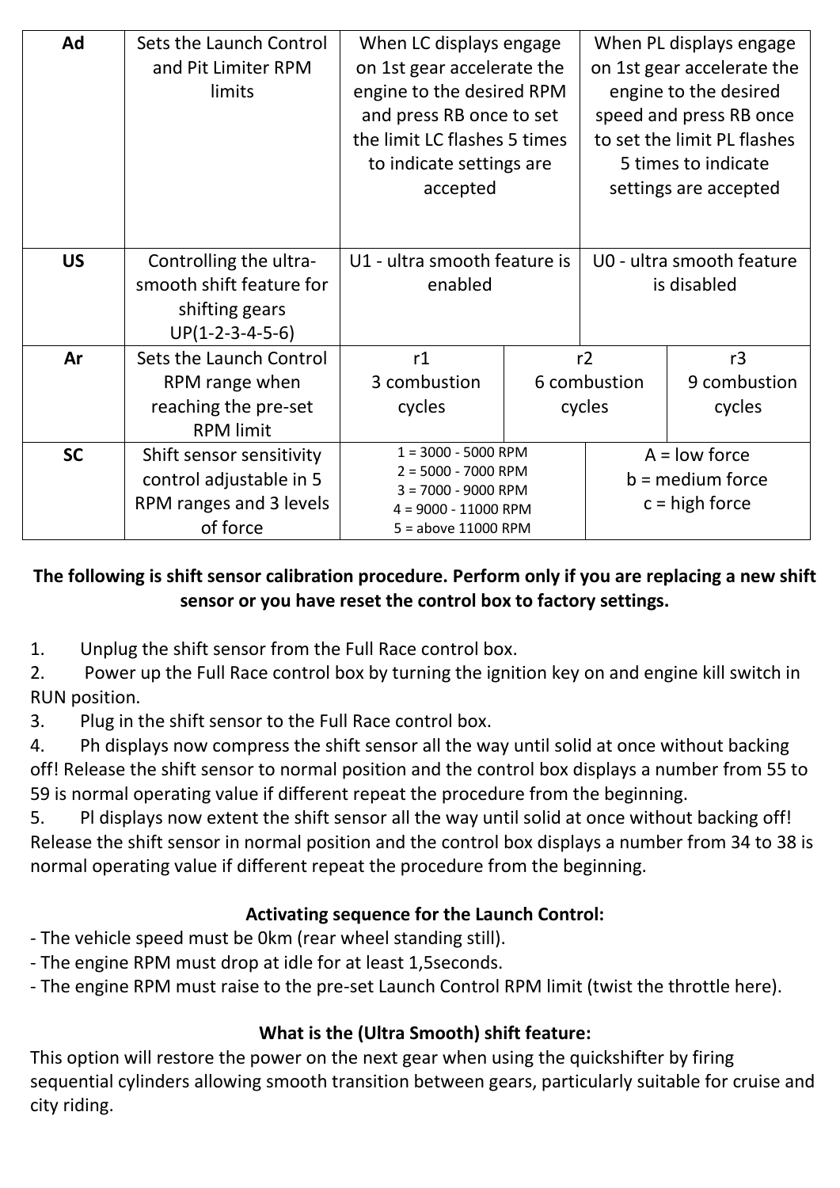| | | | | |
|---|---|---|---|---|
| **Ad** | Sets the Launch Control and Pit Limiter RPM limits | When LC displays engage on 1st gear accelerate the engine to the desired RPM and press RB once to set the limit LC flashes 5 times to indicate settings are accepted | | When PL displays engage on 1st gear accelerate the engine to the desired speed and press RB once to set the limit PL flashes 5 times to indicate settings are accepted |
| **US** | Controlling the ultra-smooth shift feature for shifting gears UP(1-2-3-4-5-6) | U1 - ultra smooth feature is enabled | | U0 - ultra smooth feature is disabled |
| **Ar** | Sets the Launch Control RPM range when reaching the pre-set RPM limit | r1 3 combustion cycles | r2 6 combustion cycles | r3 9 combustion cycles |
| **SC** | Shift sensor sensitivity control adjustable in 5 RPM ranges and 3 levels of force | 1 = 3000 - 5000 RPM<br>2 = 5000 - 7000 RPM<br>3 = 7000 - 9000 RPM<br>4 = 9000 - 11000 RPM<br>5 = above 11000 RPM | | A = low force<br>b = medium force<br>c = high force |

**The following is shift sensor calibration procedure. Perform only if you are replacing a new shift sensor or you have reset the control box to factory settings.**

1. Unplug the shift sensor from the Full Race control box.
2. Power up the Full Race control box by turning the ignition key on and engine kill switch in RUN position.
3. Plug in the shift sensor to the Full Race control box.
4. Ph displays now compress the shift sensor all the way until solid at once without backing off! Release the shift sensor to normal position and the control box displays a number from 55 to 59 is normal operating value if different repeat the procedure from the beginning.
5. Pl displays now extent the shift sensor all the way until solid at once without backing off! Release the shift sensor in normal position and the control box displays a number from 34 to 38 is normal operating value if different repeat the procedure from the beginning.

**Activating sequence for the Launch Control:**

- The vehicle speed must be 0km (rear wheel standing still).
- The engine RPM must drop at idle for at least 1,5seconds.
- The engine RPM must raise to the pre-set Launch Control RPM limit (twist the throttle here).

**What is the (Ultra Smooth) shift feature:**

This option will restore the power on the next gear when using the quickshifter by firing sequential cylinders allowing smooth transition between gears, particularly suitable for cruise and city riding.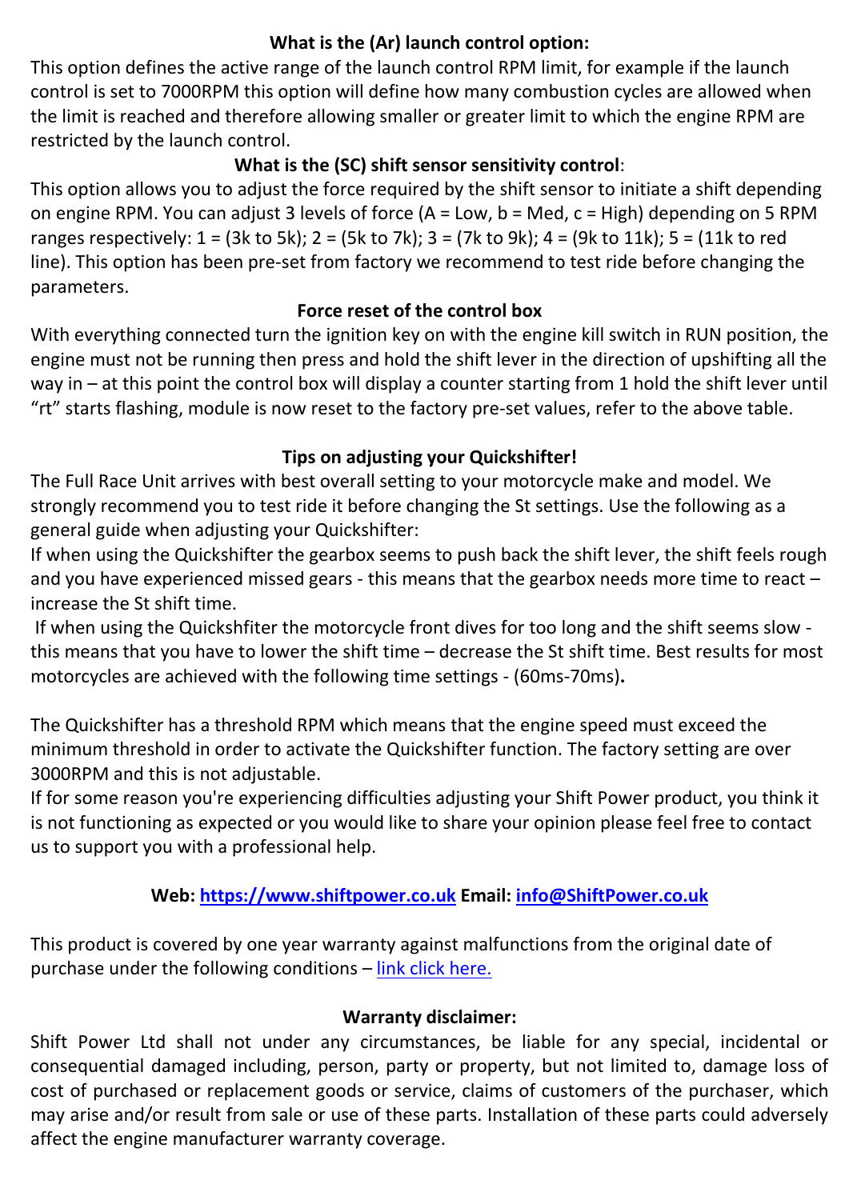### What is the (Ar) launch control option:

This option defines the active range of the launch control RPM limit, for example if the launch control is set to 7000RPM this option will define how many combustion cycles are allowed when the limit is reached and therefore allowing smaller or greater limit to which the engine RPM are restricted by the launch control.

### What is the (SC) shift sensor sensitivity control:

This option allows you to adjust the force required by the shift sensor to initiate a shift depending on engine RPM. You can adjust 3 levels of force (A = Low, b = Med, c = High) depending on 5 RPM ranges respectively: 1 = (3k to 5k); 2 = (5k to 7k); 3 = (7k to 9k); 4 = (9k to 11k); 5 = (11k to red line). This option has been pre-set from factory we recommend to test ride before changing the parameters.

### Force reset of the control box

With everything connected turn the ignition key on with the engine kill switch in RUN position, the engine must not be running then press and hold the shift lever in the direction of upshifting all the way in – at this point the control box will display a counter starting from 1 hold the shift lever until "rt" starts flashing, module is now reset to the factory pre-set values, refer to the above table.

### Tips on adjusting your Quickshifter!

The Full Race Unit arrives with best overall setting to your motorcycle make and model. We strongly recommend you to test ride it before changing the St settings. Use the following as a general guide when adjusting your Quickshifter:

If when using the Quickshifter the gearbox seems to push back the shift lever, the shift feels rough and you have experienced missed gears - this means that the gearbox needs more time to react – increase the St shift time.

If when using the Quickshfiter the motorcycle front dives for too long and the shift seems slow - this means that you have to lower the shift time – decrease the St shift time. Best results for most motorcycles are achieved with the following time settings - (60ms-70ms)**.**

The Quickshifter has a threshold RPM which means that the engine speed must exceed the minimum threshold in order to activate the Quickshifter function. The factory setting are over 3000RPM and this is not adjustable.

If for some reason you're experiencing difficulties adjusting your Shift Power product, you think it is not functioning as expected or you would like to share your opinion please feel free to contact us to support you with a professional help.

**Web: [https://www.shiftpower.co.uk](https://www.shiftpower.co.uk) Email: [info@ShiftPower.co.uk](mailto:info@ShiftPower.co.uk)**

This product is covered by one year warranty against malfunctions from the original date of purchase under the following conditions – link click here.

### Warranty disclaimer:

Shift Power Ltd shall not under any circumstances, be liable for any special, incidental or consequential damaged including, person, party or property, but not limited to, damage loss of cost of purchased or replacement goods or service, claims of customers of the purchaser, which may arise and/or result from sale or use of these parts. Installation of these parts could adversely affect the engine manufacturer warranty coverage.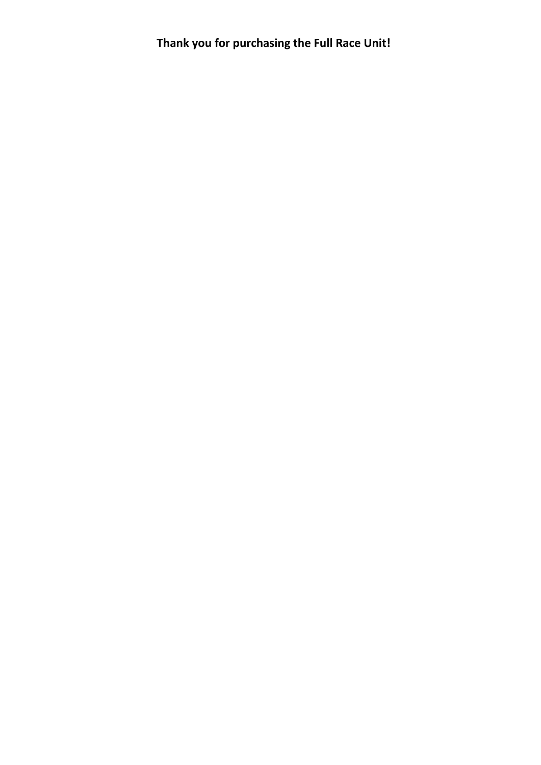**Thank you for purchasing the Full Race Unit!**